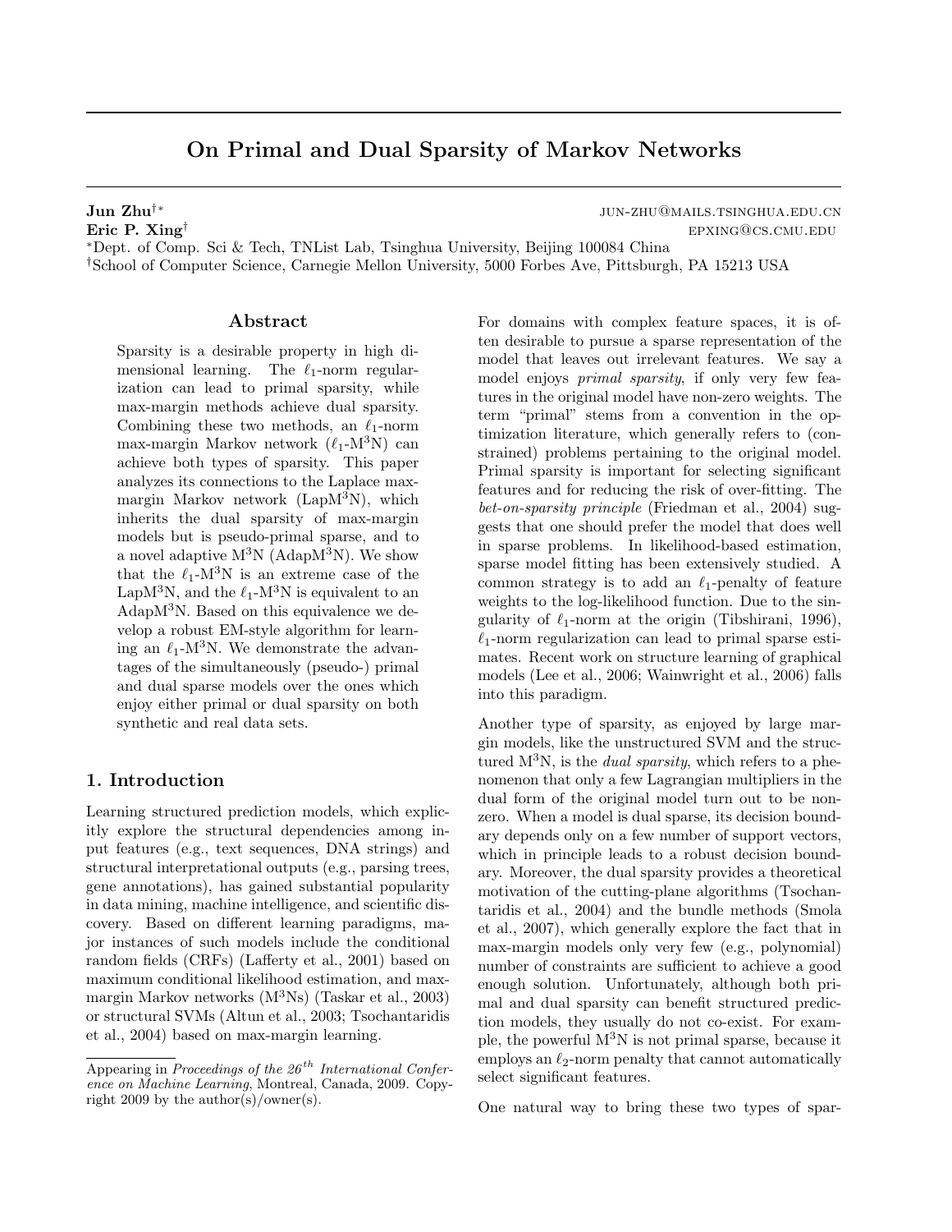# On Primal and Dual Sparsity of Markov Networks

**Jun Zhu**[†,*] JUN-ZHU@MAILS.TSINGHUA.EDU.CN
**Eric P. Xing**[†] EPXING@CS.CMU.EDU
[*]Dept. of Comp. Sci & Tech, TNList Lab, Tsinghua University, Beijing 100084 China
[†]School of Computer Science, Carnegie Mellon University, 5000 Forbes Ave, Pittsburgh, PA 15213 USA

## Abstract

Sparsity is a desirable property in high dimensional learning. The $\ell_1$-norm regularization can lead to primal sparsity, while max-margin methods achieve dual sparsity. Combining these two methods, an $\ell_1$-norm max-margin Markov network ($\ell_1$-M$^3$N) can achieve both types of sparsity. This paper analyzes its connections to the Laplace max-margin Markov network (LapM$^3$N), which inherits the dual sparsity of max-margin models but is pseudo-primal sparse, and to a novel adaptive M$^3$N (AdapM$^3$N). We show that the $\ell_1$-M$^3$N is an extreme case of the LapM$^3$N, and the $\ell_1$-M$^3$N is equivalent to an AdapM$^3$N. Based on this equivalence we develop a robust EM-style algorithm for learning an $\ell_1$-M$^3$N. We demonstrate the advantages of the simultaneously (pseudo-) primal and dual sparse models over the ones which enjoy either primal or dual sparsity on both synthetic and real data sets.

## 1. Introduction

Learning structured prediction models, which explicitly explore the structural dependencies among input features (e.g., text sequences, DNA strings) and structural interpretational outputs (e.g., parsing trees, gene annotations), has gained substantial popularity in data mining, machine intelligence, and scientific discovery. Based on different learning paradigms, major instances of such models include the conditional random fields (CRFs) (Lafferty et al., 2001) based on maximum conditional likelihood estimation, and max-margin Markov networks (M$^3$Ns) (Taskar et al., 2003) or structural SVMs (Altun et al., 2003; Tsochantaridis et al., 2004) based on max-margin learning.

For domains with complex feature spaces, it is often desirable to pursue a sparse representation of the model that leaves out irrelevant features. We say a model enjoys *primal sparsity*, if only very few features in the original model have non-zero weights. The term "primal" stems from a convention in the optimization literature, which generally refers to (constrained) problems pertaining to the original model. Primal sparsity is important for selecting significant features and for reducing the risk of over-fitting. The *bet-on-sparsity principle* (Friedman et al., 2004) suggests that one should prefer the model that does well in sparse problems. In likelihood-based estimation, sparse model fitting has been extensively studied. A common strategy is to add an $\ell_1$-penalty of feature weights to the log-likelihood function. Due to the singularity of $\ell_1$-norm at the origin (Tibshirani, 1996), $\ell_1$-norm regularization can lead to primal sparse estimates. Recent work on structure learning of graphical models (Lee et al., 2006; Wainwright et al., 2006) falls into this paradigm.

Another type of sparsity, as enjoyed by large margin models, like the unstructured SVM and the structured M$^3$N, is the *dual sparsity*, which refers to a phenomenon that only a few Lagrangian multipliers in the dual form of the original model turn out to be nonzero. When a model is dual sparse, its decision boundary depends only on a few number of support vectors, which in principle leads to a robust decision boundary. Moreover, the dual sparsity provides a theoretical motivation of the cutting-plane algorithms (Tsochantaridis et al., 2004) and the bundle methods (Smola et al., 2007), which generally explore the fact that in max-margin models only very few (e.g., polynomial) number of constraints are sufficient to achieve a good enough solution. Unfortunately, although both primal and dual sparsity can benefit structured prediction models, they usually do not co-exist. For example, the powerful M$^3$N is not primal sparse, because it employs an $\ell_2$-norm penalty that cannot automatically select significant features.

One natural way to bring these two types of spar-

---

Appearing in *Proceedings of the 26$^{th}$ International Conference on Machine Learning*, Montreal, Canada, 2009. Copyright 2009 by the author(s)/owner(s).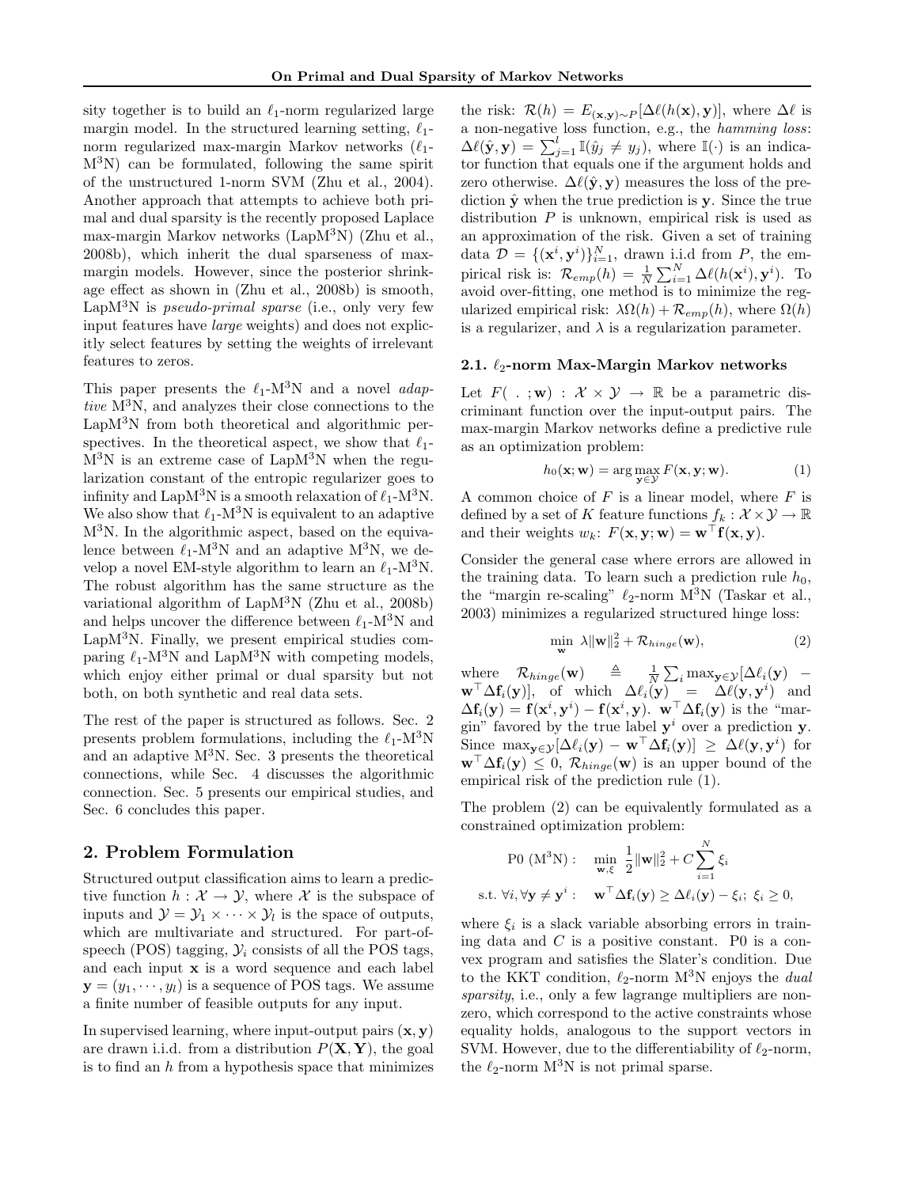sity together is to build an $\ell_1$-norm regularized large margin model. In the structured learning setting, $\ell_1$-norm regularized max-margin Markov networks ($\ell_1$-M$^3$N) can be formulated, following the same spirit of the unstructured 1-norm SVM (Zhu et al., 2004). Another approach that attempts to achieve both primal and dual sparsity is the recently proposed Laplace max-margin Markov networks (LapM$^3$N) (Zhu et al., 2008b), which inherit the dual sparseness of max-margin models. However, since the posterior shrinkage effect as shown in (Zhu et al., 2008b) is smooth, LapM$^3$N is *pseudo-primal sparse* (i.e., only very few input features have *large* weights) and does not explicitly select features by setting the weights of irrelevant features to zeros.

This paper presents the $\ell_1$-M$^3$N and a novel *adaptive* M$^3$N, and analyzes their close connections to the LapM$^3$N from both theoretical and algorithmic perspectives. In the theoretical aspect, we show that $\ell_1$-M$^3$N is an extreme case of LapM$^3$N when the regularization constant of the entropic regularizer goes to infinity and LapM$^3$N is a smooth relaxation of $\ell_1$-M$^3$N. We also show that $\ell_1$-M$^3$N is equivalent to an adaptive M$^3$N. In the algorithmic aspect, based on the equivalence between $\ell_1$-M$^3$N and an adaptive M$^3$N, we develop a novel EM-style algorithm to learn an $\ell_1$-M$^3$N. The robust algorithm has the same structure as the variational algorithm of LapM$^3$N (Zhu et al., 2008b) and helps uncover the difference between $\ell_1$-M$^3$N and LapM$^3$N. Finally, we present empirical studies comparing $\ell_1$-M$^3$N and LapM$^3$N with competing models, which enjoy either primal or dual sparsity but not both, on both synthetic and real data sets.

The rest of the paper is structured as follows. Sec. 2 presents problem formulations, including the $\ell_1$-M$^3$N and an adaptive M$^3$N. Sec. 3 presents the theoretical connections, while Sec. 4 discusses the algorithmic connection. Sec. 5 presents our empirical studies, and Sec. 6 concludes this paper.

## 2. Problem Formulation

Structured output classification aims to learn a predictive function $h : \mathcal{X} \to \mathcal{Y}$, where $\mathcal{X}$ is the subspace of inputs and $\mathcal{Y} = \mathcal{Y}_1 \times \cdots \times \mathcal{Y}_l$ is the space of outputs, which are multivariate and structured. For part-of-speech (POS) tagging, $\mathcal{Y}_i$ consists of all the POS tags, and each input $\mathbf{x}$ is a word sequence and each label $\mathbf{y} = (y_1, \cdots, y_l)$ is a sequence of POS tags. We assume a finite number of feasible outputs for any input.

In supervised learning, where input-output pairs $(\mathbf{x}, \mathbf{y})$ are drawn i.i.d. from a distribution $P(\mathbf{X}, \mathbf{Y})$, the goal is to find an $h$ from a hypothesis space that minimizes the risk: $\mathcal{R}(h) = E_{(\mathbf{x},\mathbf{y})\sim P}[\Delta\ell(h(\mathbf{x}), \mathbf{y})]$, where $\Delta\ell$ is a non-negative loss function, e.g., the *hamming loss*: $\Delta\ell(\hat{\mathbf{y}}, \mathbf{y}) = \sum_{j=1}^{l} \mathbb{I}(\hat{y}_j \neq y_j)$, where $\mathbb{I}(\cdot)$ is an indicator function that equals one if the argument holds and zero otherwise. $\Delta\ell(\hat{\mathbf{y}}, \mathbf{y})$ measures the loss of the prediction $\hat{\mathbf{y}}$ when the true prediction is $\mathbf{y}$. Since the true distribution $P$ is unknown, empirical risk is used as an approximation of the risk. Given a set of training data $\mathcal{D} = \{(\mathbf{x}^i, \mathbf{y}^i)\}_{i=1}^{N}$, drawn i.i.d from $P$, the empirical risk is: $\mathcal{R}_{emp}(h) = \frac{1}{N}\sum_{i=1}^{N} \Delta\ell(h(\mathbf{x}^i), \mathbf{y}^i)$. To avoid over-fitting, one method is to minimize the regularized empirical risk: $\lambda\Omega(h) + \mathcal{R}_{emp}(h)$, where $\Omega(h)$ is a regularizer, and $\lambda$ is a regularization parameter.

### 2.1. $\ell_2$-norm Max-Margin Markov networks

Let $F( \, . \, ; \mathbf{w}) : \mathcal{X} \times \mathcal{Y} \to \mathbb{R}$ be a parametric discriminant function over the input-output pairs. The max-margin Markov networks define a predictive rule as an optimization problem:

$$h_0(\mathbf{x}; \mathbf{w}) = \arg\max_{\mathbf{y}\in\mathcal{Y}} F(\mathbf{x}, \mathbf{y}; \mathbf{w}). \tag{1}$$

A common choice of $F$ is a linear model, where $F$ is defined by a set of $K$ feature functions $f_k : \mathcal{X} \times \mathcal{Y} \to \mathbb{R}$ and their weights $w_k$: $F(\mathbf{x}, \mathbf{y}; \mathbf{w}) = \mathbf{w}^\top \mathbf{f}(\mathbf{x}, \mathbf{y})$.

Consider the general case where errors are allowed in the training data. To learn such a prediction rule $h_0$, the "margin re-scaling" $\ell_2$-norm M$^3$N (Taskar et al., 2003) minimizes a regularized structured hinge loss:

$$\min_{\mathbf{w}} \; \lambda\|\mathbf{w}\|_2^2 + \mathcal{R}_{hinge}(\mathbf{w}), \tag{2}$$

where $\mathcal{R}_{hinge}(\mathbf{w}) \triangleq \frac{1}{N}\sum_i \max_{\mathbf{y}\in\mathcal{Y}}[\Delta\ell_i(\mathbf{y}) - \mathbf{w}^\top \Delta\mathbf{f}_i(\mathbf{y})]$, of which $\Delta\ell_i(\mathbf{y}) = \Delta\ell(\mathbf{y}, \mathbf{y}^i)$ and $\Delta\mathbf{f}_i(\mathbf{y}) = \mathbf{f}(\mathbf{x}^i, \mathbf{y}^i) - \mathbf{f}(\mathbf{x}^i, \mathbf{y})$. $\mathbf{w}^\top \Delta\mathbf{f}_i(\mathbf{y})$ is the "margin" favored by the true label $\mathbf{y}^i$ over a prediction $\mathbf{y}$. Since $\max_{\mathbf{y}\in\mathcal{Y}}[\Delta\ell_i(\mathbf{y}) - \mathbf{w}^\top \Delta\mathbf{f}_i(\mathbf{y})] \geq \Delta\ell(\mathbf{y}, \mathbf{y}^i)$ for $\mathbf{w}^\top \Delta\mathbf{f}_i(\mathbf{y}) \leq 0$, $\mathcal{R}_{hinge}(\mathbf{w})$ is an upper bound of the empirical risk of the prediction rule (1).

The problem (2) can be equivalently formulated as a constrained optimization problem:

$$\begin{aligned}
\text{P0 (M}^3\text{N)}: \quad & \min_{\mathbf{w},\xi} \; \frac{1}{2}\|\mathbf{w}\|_2^2 + C\sum_{i=1}^{N}\xi_i \\
\text{s.t. } \forall i, \forall \mathbf{y} \neq \mathbf{y}^i: \quad & \mathbf{w}^\top \Delta\mathbf{f}_i(\mathbf{y}) \geq \Delta\ell_i(\mathbf{y}) - \xi_i; \; \xi_i \geq 0,
\end{aligned}$$

where $\xi_i$ is a slack variable absorbing errors in training data and $C$ is a positive constant. P0 is a convex program and satisfies the Slater's condition. Due to the KKT condition, $\ell_2$-norm M$^3$N enjoys the *dual sparsity*, i.e., only a few lagrange multipliers are non-zero, which correspond to the active constraints whose equality holds, analogous to the support vectors in SVM. However, due to the differentiability of $\ell_2$-norm, the $\ell_2$-norm M$^3$N is not primal sparse.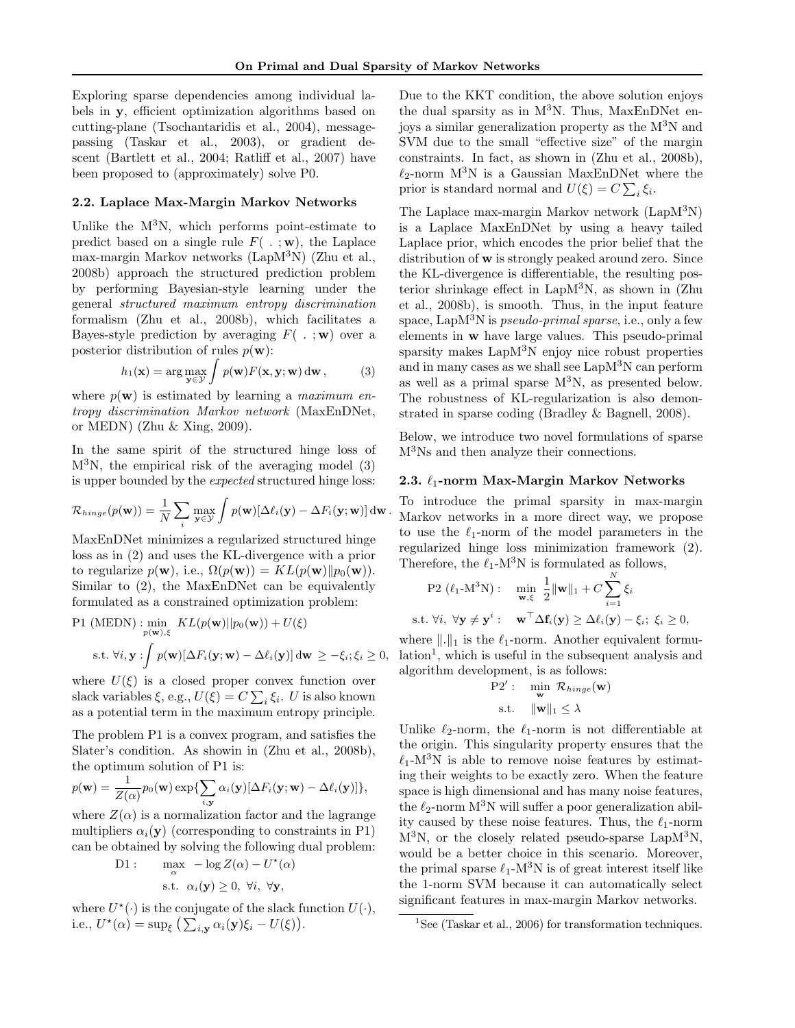Exploring sparse dependencies among individual labels in $\mathbf{y}$, efficient optimization algorithms based on cutting-plane (Tsochantaridis et al., 2004), message-passing (Taskar et al., 2003), or gradient descent (Bartlett et al., 2004; Ratliff et al., 2007) have been proposed to (approximately) solve P0.

## 2.2. Laplace Max-Margin Markov Networks

Unlike the M$^3$N, which performs point-estimate to predict based on a single rule $F(\ .\ ; \mathbf{w})$, the Laplace max-margin Markov networks (LapM$^3$N) (Zhu et al., 2008b) approach the structured prediction problem by performing Bayesian-style learning under the general *structured maximum entropy discrimination* formalism (Zhu et al., 2008b), which facilitates a Bayes-style prediction by averaging $F(\ .\ ; \mathbf{w})$ over a posterior distribution of rules $p(\mathbf{w})$:

$$h_1(\mathbf{x}) = \arg\max_{\mathbf{y} \in \mathcal{Y}} \int p(\mathbf{w}) F(\mathbf{x}, \mathbf{y}; \mathbf{w})\, \mathrm{d}\mathbf{w}\,, \qquad (3)$$

where $p(\mathbf{w})$ is estimated by learning a *maximum entropy discrimination Markov network* (MaxEnDNet, or MEDN) (Zhu & Xing, 2009).

In the same spirit of the structured hinge loss of M$^3$N, the empirical risk of the averaging model (3) is upper bounded by the *expected* structured hinge loss:

$$\mathcal{R}_{hinge}(p(\mathbf{w})) = \frac{1}{N} \sum_i \max_{\mathbf{y} \in \mathcal{Y}} \int p(\mathbf{w}) [\Delta \ell_i(\mathbf{y}) - \Delta F_i(\mathbf{y}; \mathbf{w})]\, \mathrm{d}\mathbf{w}\,.$$

MaxEnDNet minimizes a regularized structured hinge loss as in (2) and uses the KL-divergence with a prior to regularize $p(\mathbf{w})$, i.e., $\Omega(p(\mathbf{w})) = KL(p(\mathbf{w}) \| p_0(\mathbf{w}))$. Similar to (2), the MaxEnDNet can be equivalently formulated as a constrained optimization problem:

$$\text{P1 (MEDN)} : \min_{p(\mathbf{w}), \xi}\ KL(p(\mathbf{w}) || p_0(\mathbf{w})) + U(\xi)$$

$$\text{s.t. } \forall i, \mathbf{y} : \int p(\mathbf{w}) [\Delta F_i(\mathbf{y}; \mathbf{w}) - \Delta \ell_i(\mathbf{y})]\, \mathrm{d}\mathbf{w}\ \geq -\xi_i ; \xi_i \geq 0,$$

where $U(\xi)$ is a closed proper convex function over slack variables $\xi$, e.g., $U(\xi) = C \sum_i \xi_i$. $U$ is also known as a potential term in the maximum entropy principle.

The problem P1 is a convex program, and satisfies the Slater's condition. As showin in (Zhu et al., 2008b), the optimum solution of P1 is:

$$p(\mathbf{w}) = \frac{1}{Z(\alpha)} p_0(\mathbf{w}) \exp\{\sum_{i, \mathbf{y}} \alpha_i(\mathbf{y}) [\Delta F_i(\mathbf{y}; \mathbf{w}) - \Delta \ell_i(\mathbf{y})]\},$$

where $Z(\alpha)$ is a normalization factor and the lagrange multipliers $\alpha_i(\mathbf{y})$ (corresponding to constraints in P1) can be obtained by solving the following dual problem:

$$\text{D1} : \quad \max_{\alpha}\ -\log Z(\alpha) - U^{\star}(\alpha)$$

$$\text{s.t. } \alpha_i(\mathbf{y}) \geq 0,\ \forall i,\ \forall \mathbf{y},$$

where $U^{\star}(\cdot)$ is the conjugate of the slack function $U(\cdot)$, i.e., $U^{\star}(\alpha) = \sup_{\xi} \big( \sum_{i, \mathbf{y}} \alpha_i(\mathbf{y}) \xi_i - U(\xi) \big)$.

Due to the KKT condition, the above solution enjoys the dual sparsity as in M$^3$N. Thus, MaxEnDNet enjoys a similar generalization property as the M$^3$N and SVM due to the small "effective size" of the margin constraints. In fact, as shown in (Zhu et al., 2008b), $\ell_2$-norm M$^3$N is a Gaussian MaxEnDNet where the prior is standard normal and $U(\xi) = C \sum_i \xi_i$.

The Laplace max-margin Markov network (LapM$^3$N) is a Laplace MaxEnDNet by using a heavy tailed Laplace prior, which encodes the prior belief that the distribution of $\mathbf{w}$ is strongly peaked around zero. Since the KL-divergence is differentiable, the resulting posterior shrinkage effect in LapM$^3$N, as shown in (Zhu et al., 2008b), is smooth. Thus, in the input feature space, LapM$^3$N is *pseudo-primal sparse*, i.e., only a few elements in $\mathbf{w}$ have large values. This pseudo-primal sparsity makes LapM$^3$N enjoy nice robust properties and in many cases as we shall see LapM$^3$N can perform as well as a primal sparse M$^3$N, as presented below. The robustness of KL-regularization is also demonstrated in sparse coding (Bradley & Bagnell, 2008).

Below, we introduce two novel formulations of sparse M$^3$Ns and then analyze their connections.

## 2.3. $\ell_1$-norm Max-Margin Markov Networks

To introduce the primal sparsity in max-margin Markov networks in a more direct way, we propose to use the $\ell_1$-norm of the model parameters in the regularized hinge loss minimization framework (2). Therefore, the $\ell_1$-M$^3$N is formulated as follows,

$$\text{P2 } (\ell_1\text{-M}^3\text{N}) : \quad \min_{\mathbf{w}, \xi}\ \frac{1}{2} \|\mathbf{w}\|_1 + C \sum_{i=1}^{N} \xi_i$$

$$\text{s.t. } \forall i,\ \forall \mathbf{y} \neq \mathbf{y}^i : \quad \mathbf{w}^\top \Delta \mathbf{f}_i(\mathbf{y}) \geq \Delta \ell_i(\mathbf{y}) - \xi_i;\ \xi_i \geq 0,$$

where $\|.\|_1$ is the $\ell_1$-norm. Another equivalent formulation[1], which is useful in the subsequent analysis and algorithm development, is as follows:

$$\text{P2}' : \quad \min_{\mathbf{w}}\ \mathcal{R}_{hinge}(\mathbf{w})$$

$$\text{s.t.} \quad \|\mathbf{w}\|_1 \leq \lambda$$

Unlike $\ell_2$-norm, the $\ell_1$-norm is not differentiable at the origin. This singularity property ensures that the $\ell_1$-M$^3$N is able to remove noise features by estimating their weights to be exactly zero. When the feature space is high dimensional and has many noise features, the $\ell_2$-norm M$^3$N will suffer a poor generalization ability caused by these noise features. Thus, the $\ell_1$-norm M$^3$N, or the closely related pseudo-sparse LapM$^3$N, would be a better choice in this scenario. Moreover, the primal sparse $\ell_1$-M$^3$N is of great interest itself like the 1-norm SVM because it can automatically select significant features in max-margin Markov networks.

[1] See (Taskar et al., 2006) for transformation techniques.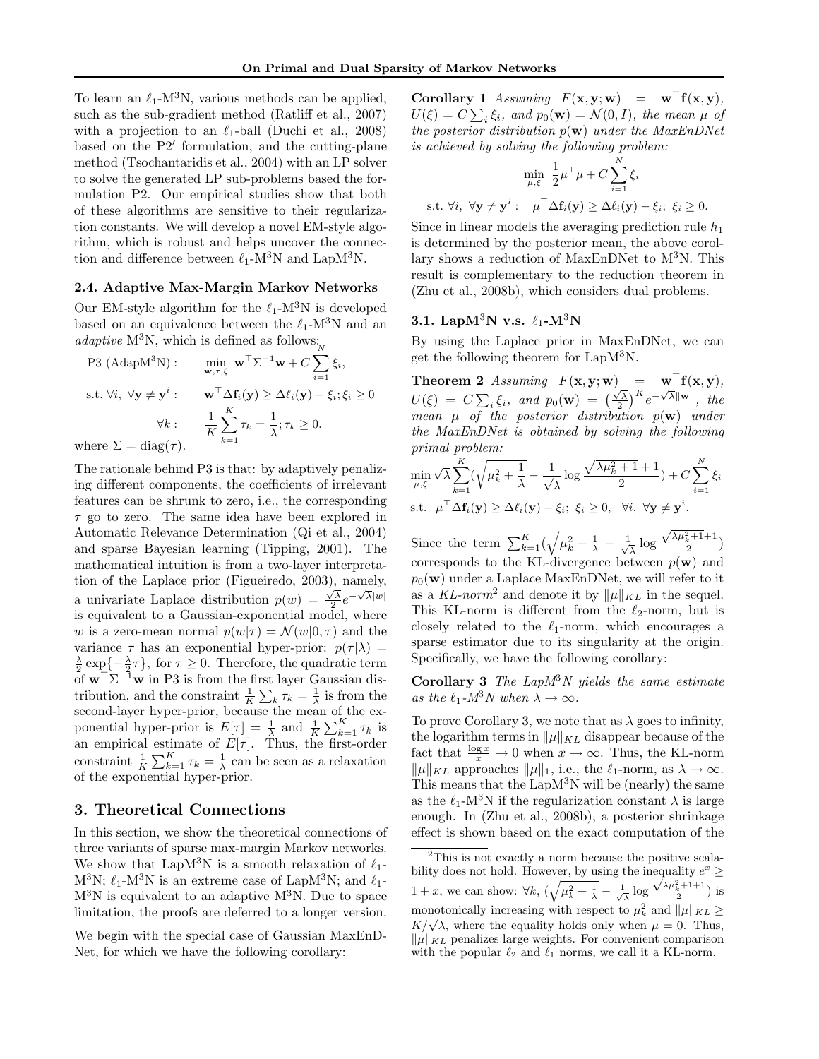To learn an $\ell_1$-M$^3$N, various methods can be applied, such as the sub-gradient method (Ratliff et al., 2007) with a projection to an $\ell_1$-ball (Duchi et al., 2008) based on the P2$'$ formulation, and the cutting-plane method (Tsochantaridis et al., 2004) with an LP solver to solve the generated LP sub-problems based the formulation P2. Our empirical studies show that both of these algorithms are sensitive to their regularization constants. We will develop a novel EM-style algorithm, which is robust and helps uncover the connection and difference between $\ell_1$-M$^3$N and LapM$^3$N.

### 2.4. Adaptive Max-Margin Markov Networks

Our EM-style algorithm for the $\ell_1$-M$^3$N is developed based on an equivalence between the $\ell_1$-M$^3$N and an *adaptive* M$^3$N, which is defined as follows:

$$
\begin{aligned}
\text{P3 (AdapM}^3\text{N)}: \quad & \min_{\mathbf{w},\tau,\xi} \ \mathbf{w}^\top \Sigma^{-1} \mathbf{w} + C \sum_{i=1}^{N} \xi_i, \\
\text{s.t. } \forall i, \ \forall \mathbf{y} \neq \mathbf{y}^i: \quad & \mathbf{w}^\top \Delta \mathbf{f}_i(\mathbf{y}) \geq \Delta \ell_i(\mathbf{y}) - \xi_i; \xi_i \geq 0 \\
\forall k: \quad & \frac{1}{K} \sum_{k=1}^{K} \tau_k = \frac{1}{\lambda}; \tau_k \geq 0.
\end{aligned}
$$

where $\Sigma = \text{diag}(\tau)$.

The rationale behind P3 is that: by adaptively penalizing different components, the coefficients of irrelevant features can be shrunk to zero, i.e., the corresponding $\tau$ go to zero. The same idea have been explored in Automatic Relevance Determination (Qi et al., 2004) and sparse Bayesian learning (Tipping, 2001). The mathematical intuition is from a two-layer interpretation of the Laplace prior (Figueiredo, 2003), namely, a univariate Laplace distribution $p(w) = \frac{\sqrt{\lambda}}{2} e^{-\sqrt{\lambda}|w|}$ is equivalent to a Gaussian-exponential model, where $w$ is a zero-mean normal $p(w|\tau) = \mathcal{N}(w|0, \tau)$ and the variance $\tau$ has an exponential hyper-prior: $p(\tau|\lambda) = \frac{\lambda}{2} \exp\{-\frac{\lambda}{2}\tau\}$, for $\tau \geq 0$. Therefore, the quadratic term of $\mathbf{w}^\top \Sigma^{-1} \mathbf{w}$ in P3 is from the first layer Gaussian distribution, and the constraint $\frac{1}{K} \sum_k \tau_k = \frac{1}{\lambda}$ is from the second-layer hyper-prior, because the mean of the exponential hyper-prior is $E[\tau] = \frac{1}{\lambda}$ and $\frac{1}{K} \sum_{k=1}^{K} \tau_k$ is an empirical estimate of $E[\tau]$. Thus, the first-order constraint $\frac{1}{K} \sum_{k=1}^{K} \tau_k = \frac{1}{\lambda}$ can be seen as a relaxation of the exponential hyper-prior.

## 3. Theoretical Connections

In this section, we show the theoretical connections of three variants of sparse max-margin Markov networks. We show that LapM$^3$N is a smooth relaxation of $\ell_1$-M$^3$N; $\ell_1$-M$^3$N is an extreme case of LapM$^3$N; and $\ell_1$-M$^3$N is equivalent to an adaptive M$^3$N. Due to space limitation, the proofs are deferred to a longer version.

We begin with the special case of Gaussian MaxEnDNet, for which we have the following corollary:

**Corollary 1** *Assuming $F(\mathbf{x}, \mathbf{y}; \mathbf{w}) = \mathbf{w}^\top \mathbf{f}(\mathbf{x}, \mathbf{y})$, $U(\xi) = C \sum_i \xi_i$, and $p_0(\mathbf{w}) = \mathcal{N}(0, I)$, the mean $\mu$ of the posterior distribution $p(\mathbf{w})$ under the MaxEnDNet is achieved by solving the following problem:*

$$
\min_{\mu,\xi} \ \frac{1}{2} \mu^\top \mu + C \sum_{i=1}^{N} \xi_i
$$

$$
\text{s.t. } \forall i, \ \forall \mathbf{y} \neq \mathbf{y}^i: \quad \mu^\top \Delta \mathbf{f}_i(\mathbf{y}) \geq \Delta \ell_i(\mathbf{y}) - \xi_i; \ \xi_i \geq 0.
$$

Since in linear models the averaging prediction rule $h_1$ is determined by the posterior mean, the above corollary shows a reduction of MaxEnDNet to M$^3$N. This result is complementary to the reduction theorem in (Zhu et al., 2008b), which considers dual problems.

### 3.1. LapM$^3$N v.s. $\ell_1$-M$^3$N

By using the Laplace prior in MaxEnDNet, we can get the following theorem for LapM$^3$N.

**Theorem 2** *Assuming $F(\mathbf{x}, \mathbf{y}; \mathbf{w}) = \mathbf{w}^\top \mathbf{f}(\mathbf{x}, \mathbf{y})$, $U(\xi) = C \sum_i \xi_i$, and $p_0(\mathbf{w}) = \left(\frac{\sqrt{\lambda}}{2}\right)^K e^{-\sqrt{\lambda}\|\mathbf{w}\|}$, the mean $\mu$ of the posterior distribution $p(\mathbf{w})$ under the MaxEnDNet is obtained by solving the following primal problem:*

$$
\min_{\mu,\xi} \sqrt{\lambda} \sum_{k=1}^{K} \left(\sqrt{\mu_k^2 + \frac{1}{\lambda}} - \frac{1}{\sqrt{\lambda}} \log \frac{\sqrt{\lambda \mu_k^2 + 1} + 1}{2}\right) + C \sum_{i=1}^{N} \xi_i
$$

$$
\text{s.t. } \ \mu^\top \Delta \mathbf{f}_i(\mathbf{y}) \geq \Delta \ell_i(\mathbf{y}) - \xi_i; \ \xi_i \geq 0, \quad \forall i, \ \forall \mathbf{y} \neq \mathbf{y}^i.
$$

Since the term $\sum_{k=1}^{K} \left(\sqrt{\mu_k^2 + \frac{1}{\lambda}} - \frac{1}{\sqrt{\lambda}} \log \frac{\sqrt{\lambda \mu_k^2 + 1} + 1}{2}\right)$ corresponds to the KL-divergence between $p(\mathbf{w})$ and $p_0(\mathbf{w})$ under a Laplace MaxEnDNet, we will refer to it as a *KL-norm*[2] and denote it by $\|\mu\|_{KL}$ in the sequel. This KL-norm is different from the $\ell_2$-norm, but is closely related to the $\ell_1$-norm, which encourages a sparse estimator due to its singularity at the origin. Specifically, we have the following corollary:

**Corollary 3** *The LapM$^3$N yields the same estimate as the $\ell_1$-M$^3$N when $\lambda \to \infty$.*

To prove Corollary 3, we note that as $\lambda$ goes to infinity, the logarithm terms in $\|\mu\|_{KL}$ disappear because of the fact that $\frac{\log x}{x} \to 0$ when $x \to \infty$. Thus, the KL-norm $\|\mu\|_{KL}$ approaches $\|\mu\|_1$, i.e., the $\ell_1$-norm, as $\lambda \to \infty$. This means that the LapM$^3$N will be (nearly) the same as the $\ell_1$-M$^3$N if the regularization constant $\lambda$ is large enough. In (Zhu et al., 2008b), a posterior shrinkage effect is shown based on the exact computation of the

[2] This is not exactly a norm because the positive scalability does not hold. However, by using the inequality $e^x \geq 1 + x$, we can show: $\forall k$, $\left(\sqrt{\mu_k^2 + \frac{1}{\lambda}} - \frac{1}{\sqrt{\lambda}} \log \frac{\sqrt{\lambda \mu_k^2 + 1} + 1}{2}\right)$ is monotonically increasing with respect to $\mu_k^2$ and $\|\mu\|_{KL} \geq K/\sqrt{\lambda}$, where the equality holds only when $\mu = 0$. Thus, $\|\mu\|_{KL}$ penalizes large weights. For convenient comparison with the popular $\ell_2$ and $\ell_1$ norms, we call it a KL-norm.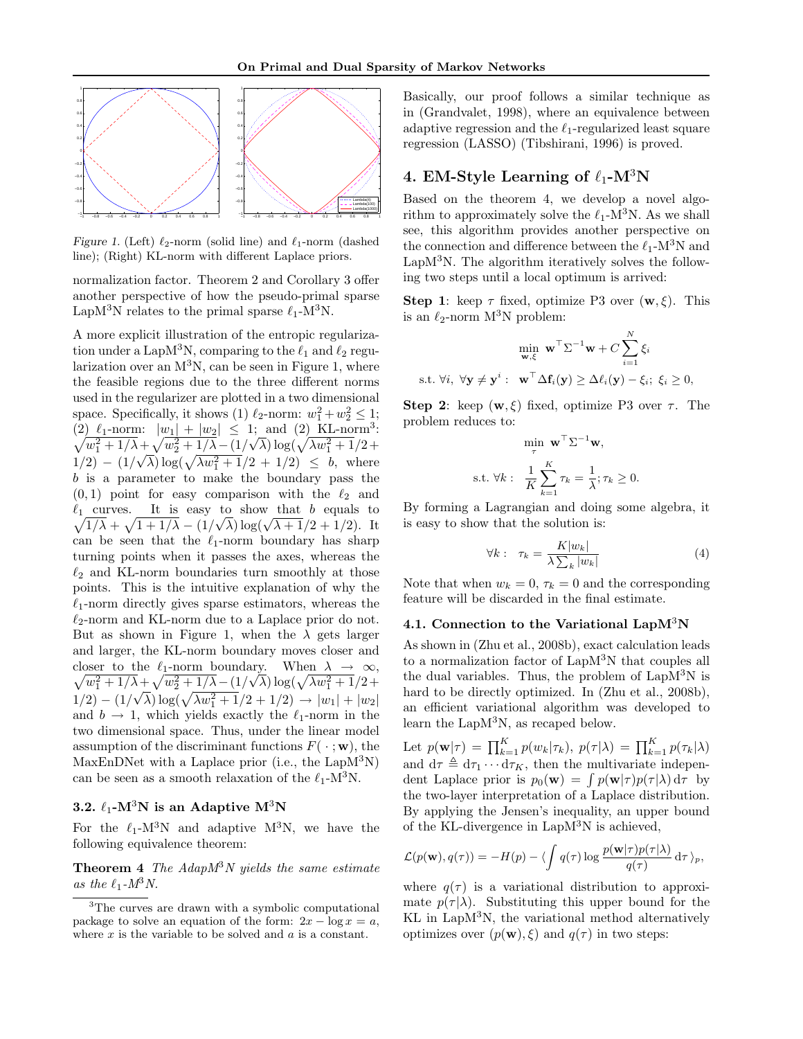*Figure 1.* (Left) $\ell_2$-norm (solid line) and $\ell_1$-norm (dashed line); (Right) KL-norm with different Laplace priors.

normalization factor. Theorem 2 and Corollary 3 offer another perspective of how the pseudo-primal sparse LapM$^3$N relates to the primal sparse $\ell_1$-M$^3$N.

A more explicit illustration of the entropic regularization under a LapM$^3$N, comparing to the $\ell_1$ and $\ell_2$ regularization over an M$^3$N, can be seen in Figure 1, where the feasible regions due to the three different norms used in the regularizer are plotted in a two dimensional space. Specifically, it shows (1) $\ell_2$-norm: $w_1^2 + w_2^2 \leq 1$; (2) $\ell_1$-norm: $|w_1| + |w_2| \leq 1$; and (2) KL-norm[3]: $\sqrt{w_1^2 + 1/\lambda} + \sqrt{w_2^2 + 1/\lambda} - (1/\sqrt{\lambda}) \log(\sqrt{\lambda w_1^2 + 1}/2 + 1/2) - (1/\sqrt{\lambda}) \log(\sqrt{\lambda w_1^2 + 1}/2 + 1/2) \leq b$, where $b$ is a parameter to make the boundary pass the $(0, 1)$ point for easy comparison with the $\ell_2$ and $\ell_1$ curves. It is easy to show that $b$ equals to $\sqrt{1/\lambda} + \sqrt{1 + 1/\lambda} - (1/\sqrt{\lambda}) \log(\sqrt{\lambda + 1}/2 + 1/2)$. It can be seen that the $\ell_1$-norm boundary has sharp turning points when it passes the axes, whereas the $\ell_2$ and KL-norm boundaries turn smoothly at those points. This is the intuitive explanation of why the $\ell_1$-norm directly gives sparse estimators, whereas the $\ell_2$-norm and KL-norm due to a Laplace prior do not. But as shown in Figure 1, when the $\lambda$ gets larger and larger, the KL-norm boundary moves closer and closer to the $\ell_1$-norm boundary. When $\lambda \to \infty$, $\sqrt{w_1^2 + 1/\lambda} + \sqrt{w_2^2 + 1/\lambda} - (1/\sqrt{\lambda}) \log(\sqrt{\lambda w_1^2 + 1}/2 + 1/2) - (1/\sqrt{\lambda}) \log(\sqrt{\lambda w_1^2 + 1}/2 + 1/2) \to |w_1| + |w_2|$ and $b \to 1$, which yields exactly the $\ell_1$-norm in the two dimensional space. Thus, under the linear model assumption of the discriminant functions $F(\,\cdot\,; \mathbf{w})$, the MaxEnDNet with a Laplace prior (i.e., the LapM$^3$N) can be seen as a smooth relaxation of the $\ell_1$-M$^3$N.

### 3.2. $\ell_1$-M$^3$N is an Adaptive M$^3$N

For the $\ell_1$-M$^3$N and adaptive M$^3$N, we have the following equivalence theorem:

**Theorem 4** *The AdapM$^3$N yields the same estimate as the $\ell_1$-M$^3$N.*

[3]The curves are drawn with a symbolic computational package to solve an equation of the form: $2x - \log x = a$, where $x$ is the variable to be solved and $a$ is a constant.

Basically, our proof follows a similar technique as in (Grandvalet, 1998), where an equivalence between adaptive regression and the $\ell_1$-regularized least square regression (LASSO) (Tibshirani, 1996) is proved.

## 4. EM-Style Learning of $\ell_1$-M$^3$N

Based on the theorem 4, we develop a novel algorithm to approximately solve the $\ell_1$-M$^3$N. As we shall see, this algorithm provides another perspective on the connection and difference between the $\ell_1$-M$^3$N and LapM$^3$N. The algorithm iteratively solves the following two steps until a local optimum is arrived:

**Step 1**: keep $\tau$ fixed, optimize P3 over $(\mathbf{w}, \xi)$. This is an $\ell_2$-norm M$^3$N problem:

$$\min_{\mathbf{w}, \xi} \ \mathbf{w}^\top \Sigma^{-1} \mathbf{w} + C \sum_{i=1}^{N} \xi_i$$
$$\text{s.t. } \forall i,\ \forall \mathbf{y} \neq \mathbf{y}^i : \ \ \mathbf{w}^\top \Delta \mathbf{f}_i(\mathbf{y}) \geq \Delta \ell_i(\mathbf{y}) - \xi_i;\ \xi_i \geq 0,$$

**Step 2**: keep $(\mathbf{w}, \xi)$ fixed, optimize P3 over $\tau$. The problem reduces to:

$$\min_{\tau} \ \mathbf{w}^\top \Sigma^{-1} \mathbf{w},$$
$$\text{s.t. } \forall k : \ \ \frac{1}{K} \sum_{k=1}^{K} \tau_k = \frac{1}{\lambda}; \tau_k \geq 0.$$

By forming a Lagrangian and doing some algebra, it is easy to show that the solution is:

$$\forall k : \ \ \tau_k = \frac{K |w_k|}{\lambda \sum_k |w_k|} \tag{4}$$

Note that when $w_k = 0$, $\tau_k = 0$ and the corresponding feature will be discarded in the final estimate.

### 4.1. Connection to the Variational LapM$^3$N

As shown in (Zhu et al., 2008b), exact calculation leads to a normalization factor of LapM$^3$N that couples all the dual variables. Thus, the problem of LapM$^3$N is hard to be directly optimized. In (Zhu et al., 2008b), an efficient variational algorithm was developed to learn the LapM$^3$N, as recaped below.

Let $p(\mathbf{w}|\tau) = \prod_{k=1}^{K} p(w_k|\tau_k)$, $p(\tau|\lambda) = \prod_{k=1}^{K} p(\tau_k|\lambda)$ and $\mathrm{d}\tau \triangleq \mathrm{d}\tau_1 \cdots \mathrm{d}\tau_K$, then the multivariate independent Laplace prior is $p_0(\mathbf{w}) = \int p(\mathbf{w}|\tau) p(\tau|\lambda)\, \mathrm{d}\tau$ by the two-layer interpretation of a Laplace distribution. By applying the Jensen's inequality, an upper bound of the KL-divergence in LapM$^3$N is achieved,

$$\mathcal{L}(p(\mathbf{w}), q(\tau)) = -H(p) - \langle \int q(\tau) \log \frac{p(\mathbf{w}|\tau) p(\tau|\lambda)}{q(\tau)} \,\mathrm{d}\tau \,\rangle_p,$$

where $q(\tau)$ is a variational distribution to approximate $p(\tau|\lambda)$. Substituting this upper bound for the KL in LapM$^3$N, the variational method alternatively optimizes over $(p(\mathbf{w}), \xi)$ and $q(\tau)$ in two steps: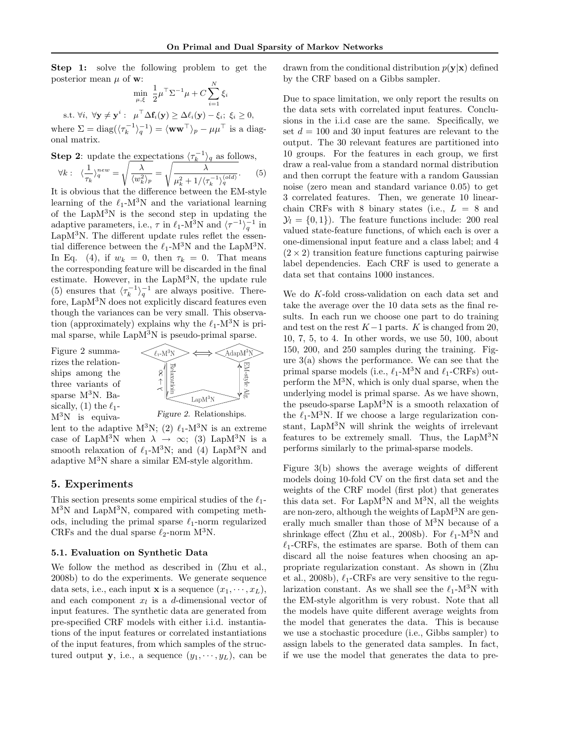**Step 1:** solve the following problem to get the posterior mean $\mu$ of $\mathbf{w}$:

$$\min_{\mu,\xi} \ \frac{1}{2}\mu^\top \Sigma^{-1}\mu + C\sum_{i=1}^{N}\xi_i$$

$$\text{s.t. } \forall i,\ \forall \mathbf{y} \neq \mathbf{y}^i: \ \ \mu^\top \Delta \mathbf{f}_i(\mathbf{y}) \geq \Delta\ell_i(\mathbf{y}) - \xi_i;\ \xi_i \geq 0,$$

where $\Sigma = \mathrm{diag}(\langle\tau_k^{-1}\rangle_q^{-1}) = \langle \mathbf{w}\mathbf{w}^\top\rangle_p - \mu\mu^\top$ is a diagonal matrix.

**Step 2**: update the expectations $\langle\tau_k^{-1}\rangle_q$ as follows,

$$\forall k: \ \ \langle\frac{1}{\tau_k}\rangle_q^{new} = \sqrt{\frac{\lambda}{\langle w_k^2\rangle_p}} = \sqrt{\frac{\lambda}{\mu_k^2 + 1/\langle\tau_k^{-1}\rangle_q^{(old)}}}. \quad (5)$$

It is obvious that the difference between the EM-style learning of the $\ell_1$-M$^3$N and the variational learning of the LapM$^3$N is the second step in updating the adaptive parameters, i.e., $\tau$ in $\ell_1$-M$^3$N and $\langle\tau^{-1}\rangle_q^{-1}$ in LapM$^3$N. The different update rules reflet the essential difference between the $\ell_1$-M$^3$N and the LapM$^3$N. In Eq. (4), if $w_k = 0$, then $\tau_k = 0$. That means the corresponding feature will be discarded in the final estimate. However, in the LapM$^3$N, the update rule (5) ensures that $\langle\tau_k^{-1}\rangle_q^{-1}$ are always positive. Therefore, LapM$^3$N does not explicitly discard features even though the variances can be very small. This observation (approximately) explains why the $\ell_1$-M$^3$N is primal sparse, while LapM$^3$N is pseudo-primal sparse.

Figure 2 summarizes the relationships among the three variants of sparse M$^3$N. Basically, (1) the $\ell_1$-M$^3$N is equivalent to the adaptive M$^3$N; (2) $\ell_1$-M$^3$N is an extreme case of LapM$^3$N when $\lambda \to \infty$; (3) LapM$^3$N is a smooth relaxation of $\ell_1$-M$^3$N; and (4) LapM$^3$N and adaptive M$^3$N share a similar EM-style algorithm.

*Figure 2.* Relationships.

## 5. Experiments

This section presents some empirical studies of the $\ell_1$-M$^3$N and LapM$^3$N, compared with competing methods, including the primal sparse $\ell_1$-norm regularized CRFs and the dual sparse $\ell_2$-norm M$^3$N.

### 5.1. Evaluation on Synthetic Data

We follow the method as described in (Zhu et al., 2008b) to do the experiments. We generate sequence data sets, i.e., each input $\mathbf{x}$ is a sequence $(x_1, \cdots, x_L)$, and each component $x_l$ is a $d$-dimensional vector of input features. The synthetic data are generated from pre-specified CRF models with either i.i.d. instantiations of the input features or correlated instantiations of the input features, from which samples of the structured output $\mathbf{y}$, i.e., a sequence $(y_1, \cdots, y_L)$, can be drawn from the conditional distribution $p(\mathbf{y}|\mathbf{x})$ defined by the CRF based on a Gibbs sampler.

Due to space limitation, we only report the results on the data sets with correlated input features. Conclusions in the i.i.d case are the same. Specifically, we set $d = 100$ and 30 input features are relevant to the output. The 30 relevant features are partitioned into 10 groups. For the features in each group, we first draw a real-value from a standard normal distribution and then corrupt the feature with a random Gaussian noise (zero mean and standard variance 0.05) to get 3 correlated features. Then, we generate 10 linear-chain CRFs with 8 binary states (i.e., $L = 8$ and $\mathcal{Y}_l = \{0, 1\}$). The feature functions include: 200 real valued state-feature functions, of which each is over a one-dimensional input feature and a class label; and 4 $(2 \times 2)$ transition feature functions capturing pairwise label dependencies. Each CRF is used to generate a data set that contains 1000 instances.

We do $K$-fold cross-validation on each data set and take the average over the 10 data sets as the final results. In each run we choose one part to do training and test on the rest $K-1$ parts. $K$ is changed from 20, 10, 7, 5, to 4. In other words, we use 50, 100, about 150, 200, and 250 samples during the training. Figure 3(a) shows the performance. We can see that the primal sparse models (i.e., $\ell_1$-M$^3$N and $\ell_1$-CRFs) outperform the M$^3$N, which is only dual sparse, when the underlying model is primal sparse. As we have shown, the pseudo-sparse LapM$^3$N is a smooth relaxation of the $\ell_1$-M$^3$N. If we choose a large regularization constant, LapM$^3$N will shrink the weights of irrelevant features to be extremely small. Thus, the LapM$^3$N performs similarly to the primal-sparse models.

Figure 3(b) shows the average weights of different models doing 10-fold CV on the first data set and the weights of the CRF model (first plot) that generates this data set. For LapM$^3$N and M$^3$N, all the weights are non-zero, although the weights of LapM$^3$N are generally much smaller than those of M$^3$N because of a shrinkage effect (Zhu et al., 2008b). For $\ell_1$-M$^3$N and $\ell_1$-CRFs, the estimates are sparse. Both of them can discard all the noise features when choosing an appropriate regularization constant. As shown in (Zhu et al., 2008b), $\ell_1$-CRFs are very sensitive to the regularization constant. As we shall see the $\ell_1$-M$^3$N with the EM-style algorithm is very robust. Note that all the models have quite different average weights from the model that generates the data. This is because we use a stochastic procedure (i.e., Gibbs sampler) to assign labels to the generated data samples. In fact, if we use the model that generates the data to pre-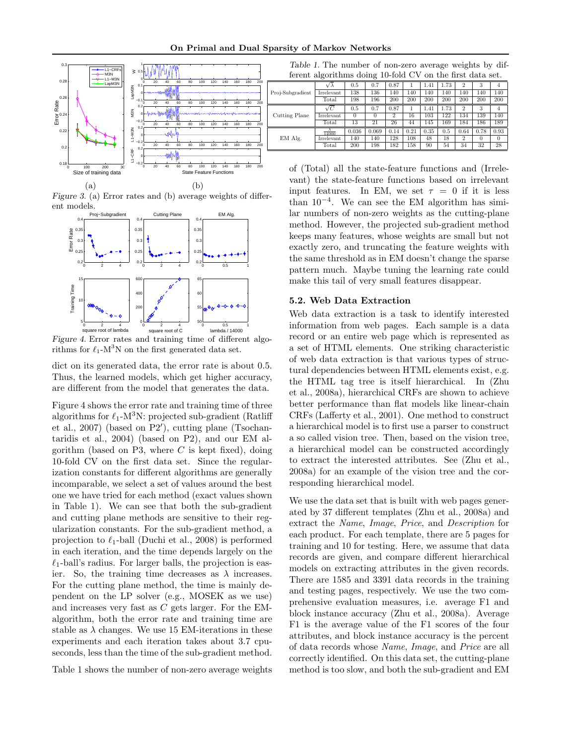Figure 3. (a) Error rates and (b) average weights of different models.

Figure 4. Error rates and training time of different algorithms for $\ell_1$-M$^3$N on the first generated data set.

dict on its generated data, the error rate is about 0.5. Thus, the learned models, which get higher accuracy, are different from the model that generates the data.

Figure 4 shows the error rate and training time of three algorithms for $\ell_1$-M$^3$N: projected sub-gradient (Ratliff et al., 2007) (based on P2′), cutting plane (Tsochantaridis et al., 2004) (based on P2), and our EM algorithm (based on P3, where $C$ is kept fixed), doing 10-fold CV on the first data set. Since the regularization constants for different algorithms are generally incomparable, we select a set of values around the best one we have tried for each method (exact values shown in Table 1). We can see that both the sub-gradient and cutting plane methods are sensitive to their regularization constants. For the sub-gradient method, a projection to $\ell_1$-ball (Duchi et al., 2008) is performed in each iteration, and the time depends largely on the $\ell_1$-ball's radius. For larger balls, the projection is easier. So, the training time decreases as $\lambda$ increases. For the cutting plane method, the time is mainly dependent on the LP solver (e.g., MOSEK as we use) and increases very fast as $C$ gets larger. For the EM-algorithm, both the error rate and training time are stable as $\lambda$ changes. We use 15 EM-iterations in these experiments and each iteration takes about 3.7 cpu-seconds, less than the time of the sub-gradient method.

Table 1 shows the number of non-zero average weights of (Total) all the state-feature functions and (Irrelevant) the state-feature functions based on irrelevant input features. In EM, we set $\tau = 0$ if it is less than $10^{-4}$. We can see the EM algorithm has similar numbers of non-zero weights as the cutting-plane method. However, the projected sub-gradient method keeps many features, whose weights are small but not exactly zero, and truncating the feature weights with the same threshold as in EM doesn't change the sparse pattern much. Maybe tuning the learning rate could make this tail of very small features disappear.

Table 1. The number of non-zero average weights by different algorithms doing 10-fold CV on the first data set.

| | | | | | | | | | | |
|---|---|---|---|---|---|---|---|---|---|---|
| Proj-Subgradient | $\sqrt{\lambda}$ | 0.5 | 0.7 | 0.87 | 1 | 1.41 | 1.73 | 2 | 3 | 4 |
| | Irrelevant | 138 | 136 | 140 | 140 | 140 | 140 | 140 | 140 | 140 |
| | Total | 198 | 196 | 200 | 200 | 200 | 200 | 200 | 200 | 200 |
| Cutting Plane | $\sqrt{C}$ | 0.5 | 0.7 | 0.87 | 1 | 1.41 | 1.73 | 2 | 3 | 4 |
| | Irrelevant | 0 | 0 | 2 | 16 | 103 | 122 | 134 | 139 | 140 |
| | Total | 13 | 21 | 26 | 44 | 145 | 169 | 184 | 186 | 189 |
| EM Alg. | $\frac{\lambda}{14000}$ | 0.036 | 0.069 | 0.14 | 0.21 | 0.35 | 0.5 | 0.64 | 0.78 | 0.93 |
| | Irrelevant | 140 | 140 | 128 | 108 | 48 | 18 | 2 | 0 | 0 |
| | Total | 200 | 198 | 182 | 158 | 90 | 54 | 34 | 32 | 28 |

## 5.2. Web Data Extraction

Web data extraction is a task to identify interested information from web pages. Each sample is a data record or an entire web page which is represented as a set of HTML elements. One striking characteristic of web data extraction is that various types of structural dependencies between HTML elements exist, e.g. the HTML tag tree is itself hierarchical. In (Zhu et al., 2008a), hierarchical CRFs are shown to achieve better performance than flat models like linear-chain CRFs (Lafferty et al., 2001). One method to construct a hierarchical model is to first use a parser to construct a so called vision tree. Then, based on the vision tree, a hierarchical model can be constructed accordingly to extract the interested attributes. See (Zhu et al., 2008a) for an example of the vision tree and the corresponding hierarchical model.

We use the data set that is built with web pages generated by 37 different templates (Zhu et al., 2008a) and extract the *Name*, *Image*, *Price*, and *Description* for each product. For each template, there are 5 pages for training and 10 for testing. Here, we assume that data records are given, and compare different hierarchical models on extracting attributes in the given records. There are 1585 and 3391 data records in the training and testing pages, respectively. We use the two comprehensive evaluation measures, i.e. average F1 and block instance accuracy (Zhu et al., 2008a). Average F1 is the average value of the F1 scores of the four attributes, and block instance accuracy is the percent of data records whose *Name*, *Image*, and *Price* are all correctly identified. On this data set, the cutting-plane method is too slow, and both the sub-gradient and EM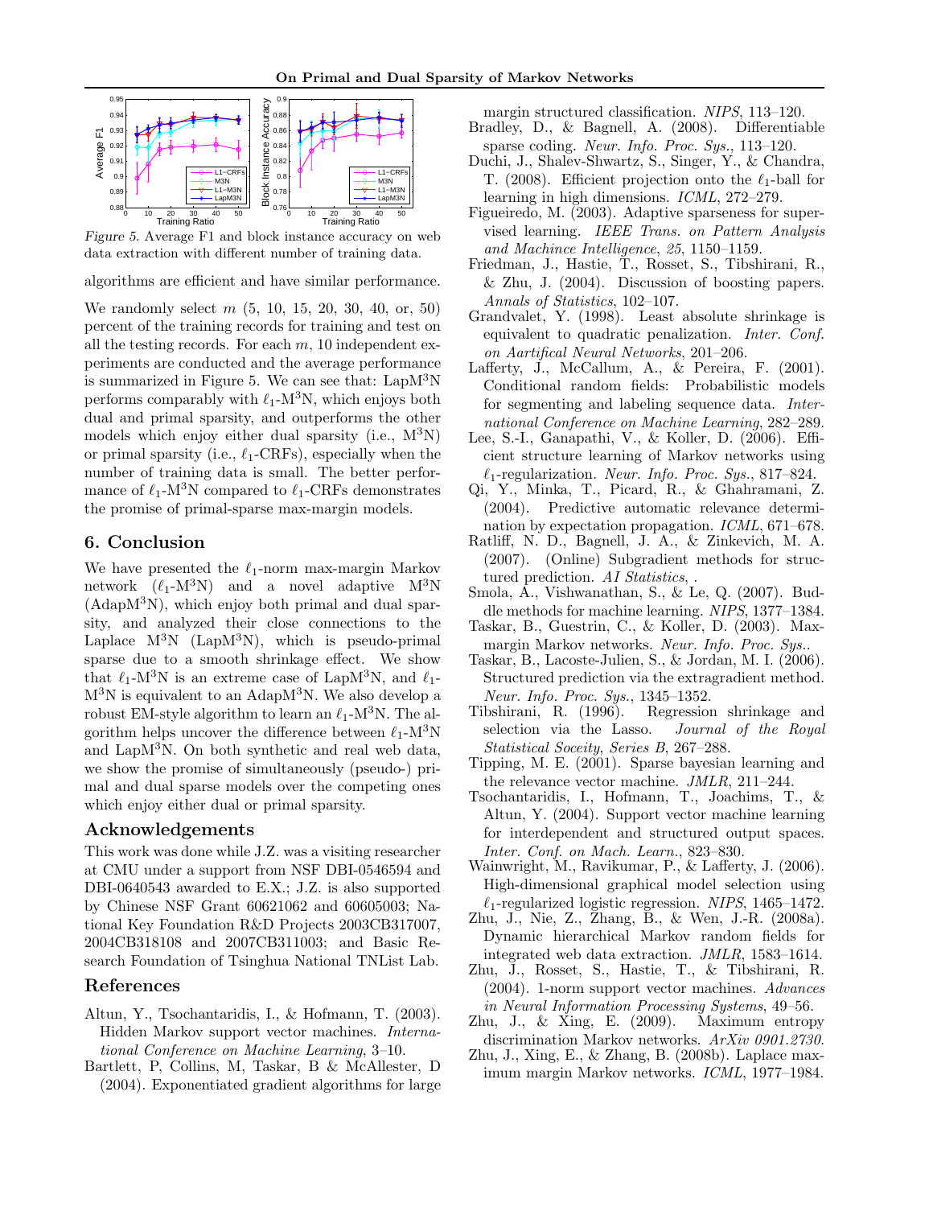0.95
0.94
0.93
0.92
0.91
0.9
0.89
0.88
Average F1
0 10 20 30 40 50
Training Ratio
L1−CRFs
M3N
L1−M3N
LapM3N

0.9
0.88
0.86
0.84
0.82
0.8
0.78
0.76
Block Instance Accuracy
0 10 20 30 40 50
Training Ratio
L1−CRFs
M3N
L1−M3N
LapM3N

*Figure 5.* Average F1 and block instance accuracy on web data extraction with different number of training data.

algorithms are efficient and have similar performance.

We randomly select $m$ (5, 10, 15, 20, 30, 40, or, 50) percent of the training records for training and test on all the testing records. For each $m$, 10 independent experiments are conducted and the average performance is summarized in Figure 5. We can see that: LapM$^3$N performs comparably with $\ell_1$-M$^3$N, which enjoys both dual and primal sparsity, and outperforms the other models which enjoy either dual sparsity (i.e., M$^3$N) or primal sparsity (i.e., $\ell_1$-CRFs), especially when the number of training data is small. The better performance of $\ell_1$-M$^3$N compared to $\ell_1$-CRFs demonstrates the promise of primal-sparse max-margin models.

## 6. Conclusion

We have presented the $\ell_1$-norm max-margin Markov network ($\ell_1$-M$^3$N) and a novel adaptive M$^3$N (AdapM$^3$N), which enjoy both primal and dual sparsity, and analyzed their close connections to the Laplace M$^3$N (LapM$^3$N), which is pseudo-primal sparse due to a smooth shrinkage effect. We show that $\ell_1$-M$^3$N is an extreme case of LapM$^3$N, and $\ell_1$-M$^3$N is equivalent to an AdapM$^3$N. We also develop a robust EM-style algorithm to learn an $\ell_1$-M$^3$N. The algorithm helps uncover the difference between $\ell_1$-M$^3$N and LapM$^3$N. On both synthetic and real web data, we show the promise of simultaneously (pseudo-) primal and dual sparse models over the competing ones which enjoy either dual or primal sparsity.

## Acknowledgements

This work was done while J.Z. was a visiting researcher at CMU under a support from NSF DBI-0546594 and DBI-0640543 awarded to E.X.; J.Z. is also supported by Chinese NSF Grant 60621062 and 60605003; National Key Foundation R&D Projects 2003CB317007, 2004CB318108 and 2007CB311003; and Basic Research Foundation of Tsinghua National TNList Lab.

## References

Altun, Y., Tsochantaridis, I., & Hofmann, T. (2003). Hidden Markov support vector machines. *International Conference on Machine Learning*, 3–10.

Bartlett, P, Collins, M, Taskar, B & McAllester, D (2004). Exponentiated gradient algorithms for large margin structured classification. *NIPS*, 113–120.

Bradley, D., & Bagnell, A. (2008). Differentiable sparse coding. *Neur. Info. Proc. Sys.*, 113–120.

Duchi, J., Shalev-Shwartz, S., Singer, Y., & Chandra, T. (2008). Efficient projection onto the $\ell_1$-ball for learning in high dimensions. *ICML*, 272–279.

Figueiredo, M. (2003). Adaptive sparseness for supervised learning. *IEEE Trans. on Pattern Analysis and Machine Intelligence*, *25*, 1150–1159.

Friedman, J., Hastie, T., Rosset, S., Tibshirani, R., & Zhu, J. (2004). Discussion of boosting papers. *Annals of Statistics*, 102–107.

Grandvalet, Y. (1998). Least absolute shrinkage is equivalent to quadratic penalization. *Inter. Conf. on Aartifical Neural Networks*, 201–206.

Lafferty, J., McCallum, A., & Pereira, F. (2001). Conditional random fields: Probabilistic models for segmenting and labeling sequence data. *International Conference on Machine Learning*, 282–289.

Lee, S.-I., Ganapathi, V., & Koller, D. (2006). Efficient structure learning of Markov networks using $\ell_1$-regularization. *Neur. Info. Proc. Sys.*, 817–824.

Qi, Y., Minka, T., Picard, R., & Ghahramani, Z. (2004). Predictive automatic relevance determination by expectation propagation. *ICML*, 671–678.

Ratliff, N. D., Bagnell, J. A., & Zinkevich, M. A. (2007). (Online) Subgradient methods for structured prediction. *AI Statistics*, .

Smola, A., Vishwanathan, S., & Le, Q. (2007). Buddle methods for machine learning. *NIPS*, 1377–1384.

Taskar, B., Guestrin, C., & Koller, D. (2003). Max-margin Markov networks. *Neur. Info. Proc. Sys.*.

Taskar, B., Lacoste-Julien, S., & Jordan, M. I. (2006). Structured prediction via the extragradient method. *Neur. Info. Proc. Sys.*, 1345–1352.

Tibshirani, R. (1996). Regression shrinkage and selection via the Lasso. *Journal of the Royal Statistical Soceity, Series B*, 267–288.

Tipping, M. E. (2001). Sparse bayesian learning and the relevance vector machine. *JMLR*, 211–244.

Tsochantaridis, I., Hofmann, T., Joachims, T., & Altun, Y. (2004). Support vector machine learning for interdependent and structured output spaces. *Inter. Conf. on Mach. Learn.*, 823–830.

Wainwright, M., Ravikumar, P., & Lafferty, J. (2006). High-dimensional graphical model selection using $\ell_1$-regularized logistic regression. *NIPS*, 1465–1472.

Zhu, J., Nie, Z., Zhang, B., & Wen, J.-R. (2008a). Dynamic hierarchical Markov random fields for integrated web data extraction. *JMLR*, 1583–1614.

Zhu, J., Rosset, S., Hastie, T., & Tibshirani, R. (2004). 1-norm support vector machines. *Advances in Neural Information Processing Systems*, 49–56.

Zhu, J., & Xing, E. (2009). Maximum entropy discrimination Markov networks. *ArXiv 0901.2730*.

Zhu, J., Xing, E., & Zhang, B. (2008b). Laplace maximum margin Markov networks. *ICML*, 1977–1984.